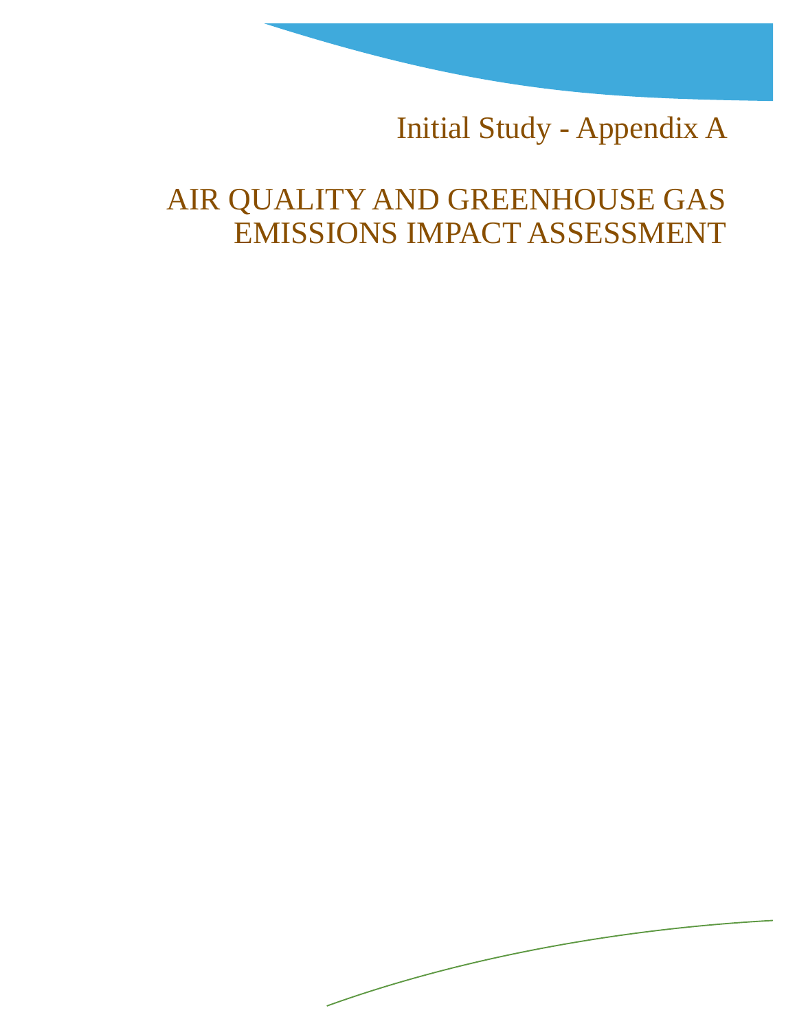# Initial Study - Appendix A

# AIR QUALITY AND GREENHOUSE GAS EMISSIONS IMPACT ASSESSMENT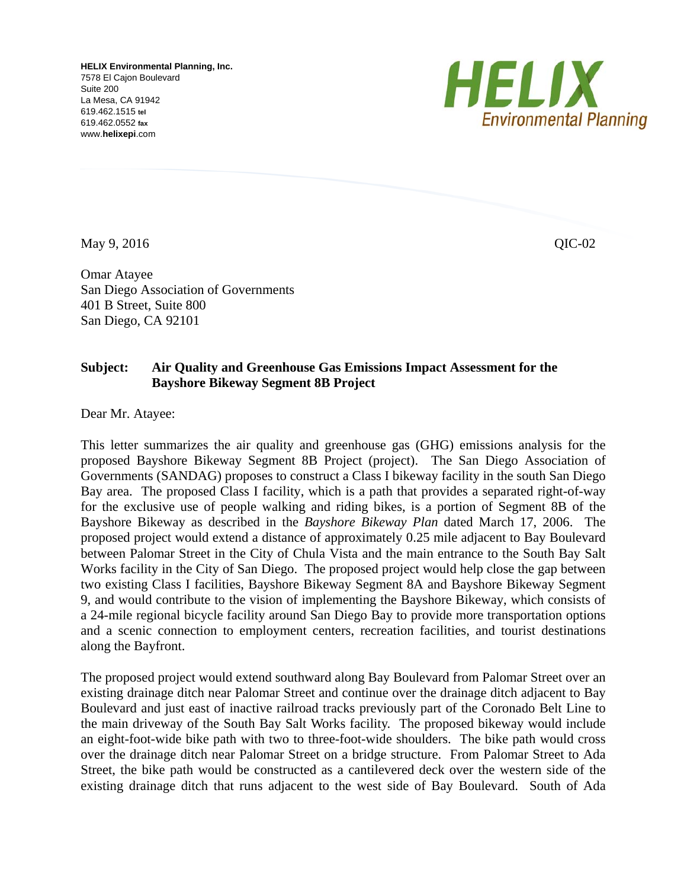**HELIX Environmental Planning, Inc.**
7578 El Cajon Boulevard
Suite 200
La Mesa, CA 91942
619.462.1515 tel
619.462.0552 fax
www.helixepi.com

May 9, 2016

QIC-02

Omar Atayee
San Diego Association of Governments
401 B Street, Suite 800
San Diego, CA 92101

**Subject: Air Quality and Greenhouse Gas Emissions Impact Assessment for the Bayshore Bikeway Segment 8B Project**

Dear Mr. Atayee:

This letter summarizes the air quality and greenhouse gas (GHG) emissions analysis for the proposed Bayshore Bikeway Segment 8B Project (project). The San Diego Association of Governments (SANDAG) proposes to construct a Class I bikeway facility in the south San Diego Bay area. The proposed Class I facility, which is a path that provides a separated right-of-way for the exclusive use of people walking and riding bikes, is a portion of Segment 8B of the Bayshore Bikeway as described in the *Bayshore Bikeway Plan* dated March 17, 2006. The proposed project would extend a distance of approximately 0.25 mile adjacent to Bay Boulevard between Palomar Street in the City of Chula Vista and the main entrance to the South Bay Salt Works facility in the City of San Diego. The proposed project would help close the gap between two existing Class I facilities, Bayshore Bikeway Segment 8A and Bayshore Bikeway Segment 9, and would contribute to the vision of implementing the Bayshore Bikeway, which consists of a 24-mile regional bicycle facility around San Diego Bay to provide more transportation options and a scenic connection to employment centers, recreation facilities, and tourist destinations along the Bayfront.

The proposed project would extend southward along Bay Boulevard from Palomar Street over an existing drainage ditch near Palomar Street and continue over the drainage ditch adjacent to Bay Boulevard and just east of inactive railroad tracks previously part of the Coronado Belt Line to the main driveway of the South Bay Salt Works facility. The proposed bikeway would include an eight-foot-wide bike path with two to three-foot-wide shoulders. The bike path would cross over the drainage ditch near Palomar Street on a bridge structure. From Palomar Street to Ada Street, the bike path would be constructed as a cantilevered deck over the western side of the existing drainage ditch that runs adjacent to the west side of Bay Boulevard. South of Ada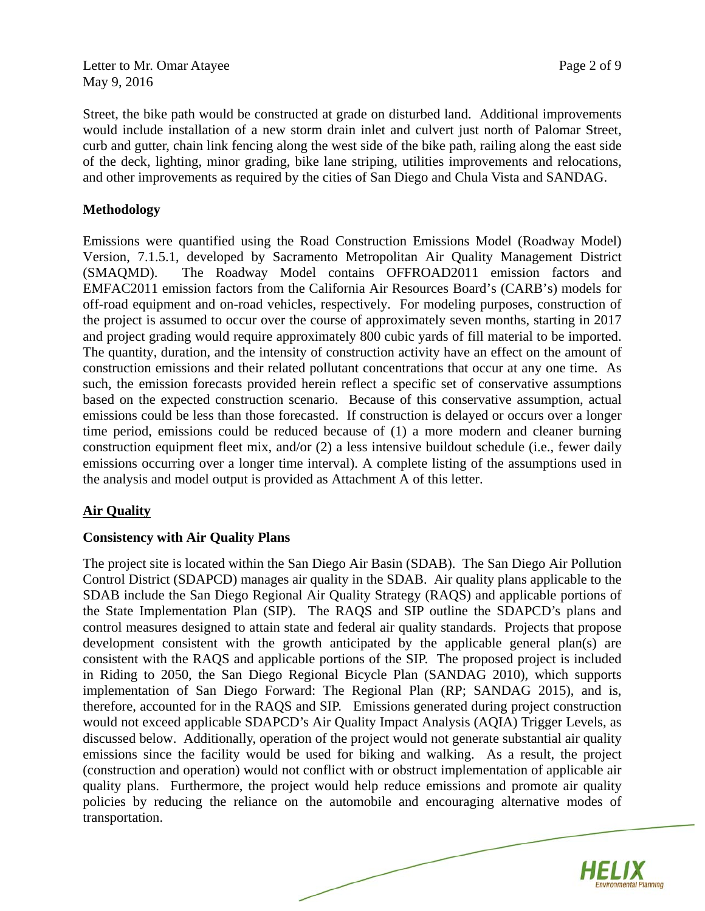Street, the bike path would be constructed at grade on disturbed land. Additional improvements would include installation of a new storm drain inlet and culvert just north of Palomar Street, curb and gutter, chain link fencing along the west side of the bike path, railing along the east side of the deck, lighting, minor grading, bike lane striping, utilities improvements and relocations, and other improvements as required by the cities of San Diego and Chula Vista and SANDAG.

**Methodology**

Emissions were quantified using the Road Construction Emissions Model (Roadway Model) Version, 7.1.5.1, developed by Sacramento Metropolitan Air Quality Management District (SMAQMD). The Roadway Model contains OFFROAD2011 emission factors and EMFAC2011 emission factors from the California Air Resources Board's (CARB's) models for off-road equipment and on-road vehicles, respectively. For modeling purposes, construction of the project is assumed to occur over the course of approximately seven months, starting in 2017 and project grading would require approximately 800 cubic yards of fill material to be imported. The quantity, duration, and the intensity of construction activity have an effect on the amount of construction emissions and their related pollutant concentrations that occur at any one time. As such, the emission forecasts provided herein reflect a specific set of conservative assumptions based on the expected construction scenario. Because of this conservative assumption, actual emissions could be less than those forecasted. If construction is delayed or occurs over a longer time period, emissions could be reduced because of (1) a more modern and cleaner burning construction equipment fleet mix, and/or (2) a less intensive buildout schedule (i.e., fewer daily emissions occurring over a longer time interval). A complete listing of the assumptions used in the analysis and model output is provided as Attachment A of this letter.

## Air Quality

**Consistency with Air Quality Plans**

The project site is located within the San Diego Air Basin (SDAB). The San Diego Air Pollution Control District (SDAPCD) manages air quality in the SDAB. Air quality plans applicable to the SDAB include the San Diego Regional Air Quality Strategy (RAQS) and applicable portions of the State Implementation Plan (SIP). The RAQS and SIP outline the SDAPCD's plans and control measures designed to attain state and federal air quality standards. Projects that propose development consistent with the growth anticipated by the applicable general plan(s) are consistent with the RAQS and applicable portions of the SIP. The proposed project is included in Riding to 2050, the San Diego Regional Bicycle Plan (SANDAG 2010), which supports implementation of San Diego Forward: The Regional Plan (RP; SANDAG 2015), and is, therefore, accounted for in the RAQS and SIP. Emissions generated during project construction would not exceed applicable SDAPCD's Air Quality Impact Analysis (AQIA) Trigger Levels, as discussed below. Additionally, operation of the project would not generate substantial air quality emissions since the facility would be used for biking and walking. As a result, the project (construction and operation) would not conflict with or obstruct implementation of applicable air quality plans. Furthermore, the project would help reduce emissions and promote air quality policies by reducing the reliance on the automobile and encouraging alternative modes of transportation.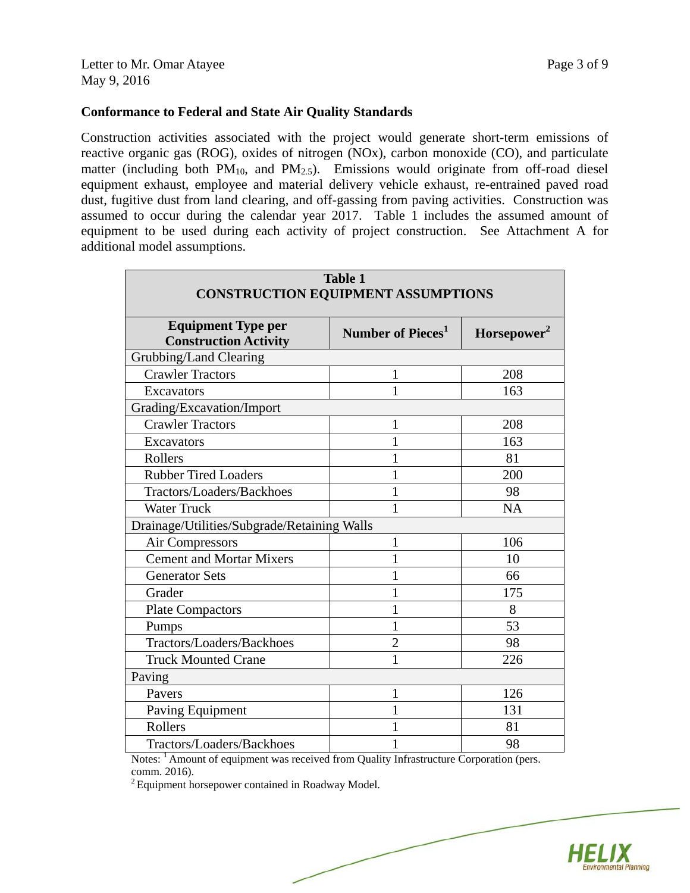## Conformance to Federal and State Air Quality Standards

Construction activities associated with the project would generate short-term emissions of reactive organic gas (ROG), oxides of nitrogen (NOx), carbon monoxide (CO), and particulate matter (including both $PM_{10}$, and $PM_{2.5}$). Emissions would originate from off-road diesel equipment exhaust, employee and material delivery vehicle exhaust, re-entrained paved road dust, fugitive dust from land clearing, and off-gassing from paving activities. Construction was assumed to occur during the calendar year 2017. Table 1 includes the assumed amount of equipment to be used during each activity of project construction. See Attachment A for additional model assumptions.

**Table 1**
**CONSTRUCTION EQUIPMENT ASSUMPTIONS**

| Equipment Type per Construction Activity | Number of Pieces[1] | Horsepower[2] |
|---|---|---|
| Grubbing/Land Clearing | | |
| Crawler Tractors | 1 | 208 |
| Excavators | 1 | 163 |
| Grading/Excavation/Import | | |
| Crawler Tractors | 1 | 208 |
| Excavators | 1 | 163 |
| Rollers | 1 | 81 |
| Rubber Tired Loaders | 1 | 200 |
| Tractors/Loaders/Backhoes | 1 | 98 |
| Water Truck | 1 | NA |
| Drainage/Utilities/Subgrade/Retaining Walls | | |
| Air Compressors | 1 | 106 |
| Cement and Mortar Mixers | 1 | 10 |
| Generator Sets | 1 | 66 |
| Grader | 1 | 175 |
| Plate Compactors | 1 | 8 |
| Pumps | 1 | 53 |
| Tractors/Loaders/Backhoes | 2 | 98 |
| Truck Mounted Crane | 1 | 226 |
| Paving | | |
| Pavers | 1 | 126 |
| Paving Equipment | 1 | 131 |
| Rollers | 1 | 81 |
| Tractors/Loaders/Backhoes | 1 | 98 |

Notes: [1] Amount of equipment was received from Quality Infrastructure Corporation (pers. comm. 2016).
[2] Equipment horsepower contained in Roadway Model.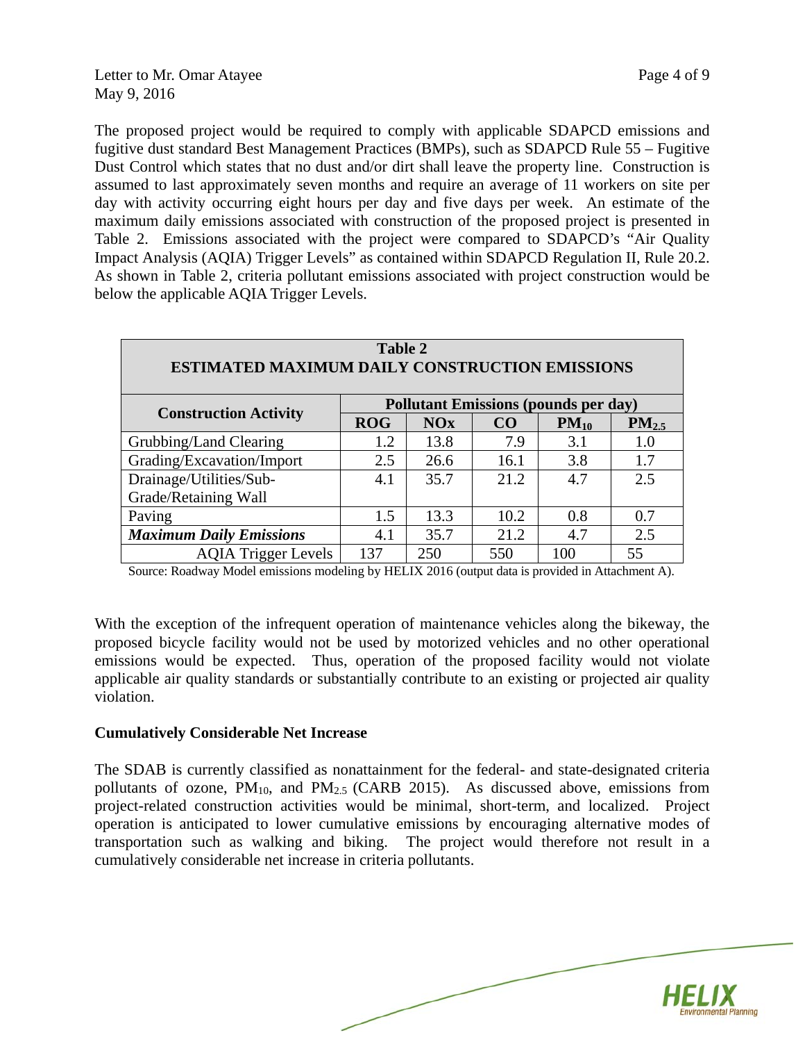The proposed project would be required to comply with applicable SDAPCD emissions and fugitive dust standard Best Management Practices (BMPs), such as SDAPCD Rule 55 – Fugitive Dust Control which states that no dust and/or dirt shall leave the property line. Construction is assumed to last approximately seven months and require an average of 11 workers on site per day with activity occurring eight hours per day and five days per week. An estimate of the maximum daily emissions associated with construction of the proposed project is presented in Table 2. Emissions associated with the project were compared to SDAPCD's "Air Quality Impact Analysis (AQIA) Trigger Levels" as contained within SDAPCD Regulation II, Rule 20.2. As shown in Table 2, criteria pollutant emissions associated with project construction would be below the applicable AQIA Trigger Levels.

**Table 2**
**ESTIMATED MAXIMUM DAILY CONSTRUCTION EMISSIONS**

| Construction Activity | Pollutant Emissions (pounds per day) | | | | |
|---|---|---|---|---|---|
| | **ROG** | **NOx** | **CO** | **$PM_{10}$** | **$PM_{2.5}$** |
| Grubbing/Land Clearing | 1.2 | 13.8 | 7.9 | 3.1 | 1.0 |
| Grading/Excavation/Import | 2.5 | 26.6 | 16.1 | 3.8 | 1.7 |
| Drainage/Utilities/Sub-Grade/Retaining Wall | 4.1 | 35.7 | 21.2 | 4.7 | 2.5 |
| Paving | 1.5 | 13.3 | 10.2 | 0.8 | 0.7 |
| ***Maximum Daily Emissions*** | 4.1 | 35.7 | 21.2 | 4.7 | 2.5 |
| AQIA Trigger Levels | 137 | 250 | 550 | 100 | 55 |

Source: Roadway Model emissions modeling by HELIX 2016 (output data is provided in Attachment A).

With the exception of the infrequent operation of maintenance vehicles along the bikeway, the proposed bicycle facility would not be used by motorized vehicles and no other operational emissions would be expected. Thus, operation of the proposed facility would not violate applicable air quality standards or substantially contribute to an existing or projected air quality violation.

**Cumulatively Considerable Net Increase**

The SDAB is currently classified as nonattainment for the federal- and state-designated criteria pollutants of ozone, $PM_{10}$, and $PM_{2.5}$ (CARB 2015). As discussed above, emissions from project-related construction activities would be minimal, short-term, and localized. Project operation is anticipated to lower cumulative emissions by encouraging alternative modes of transportation such as walking and biking. The project would therefore not result in a cumulatively considerable net increase in criteria pollutants.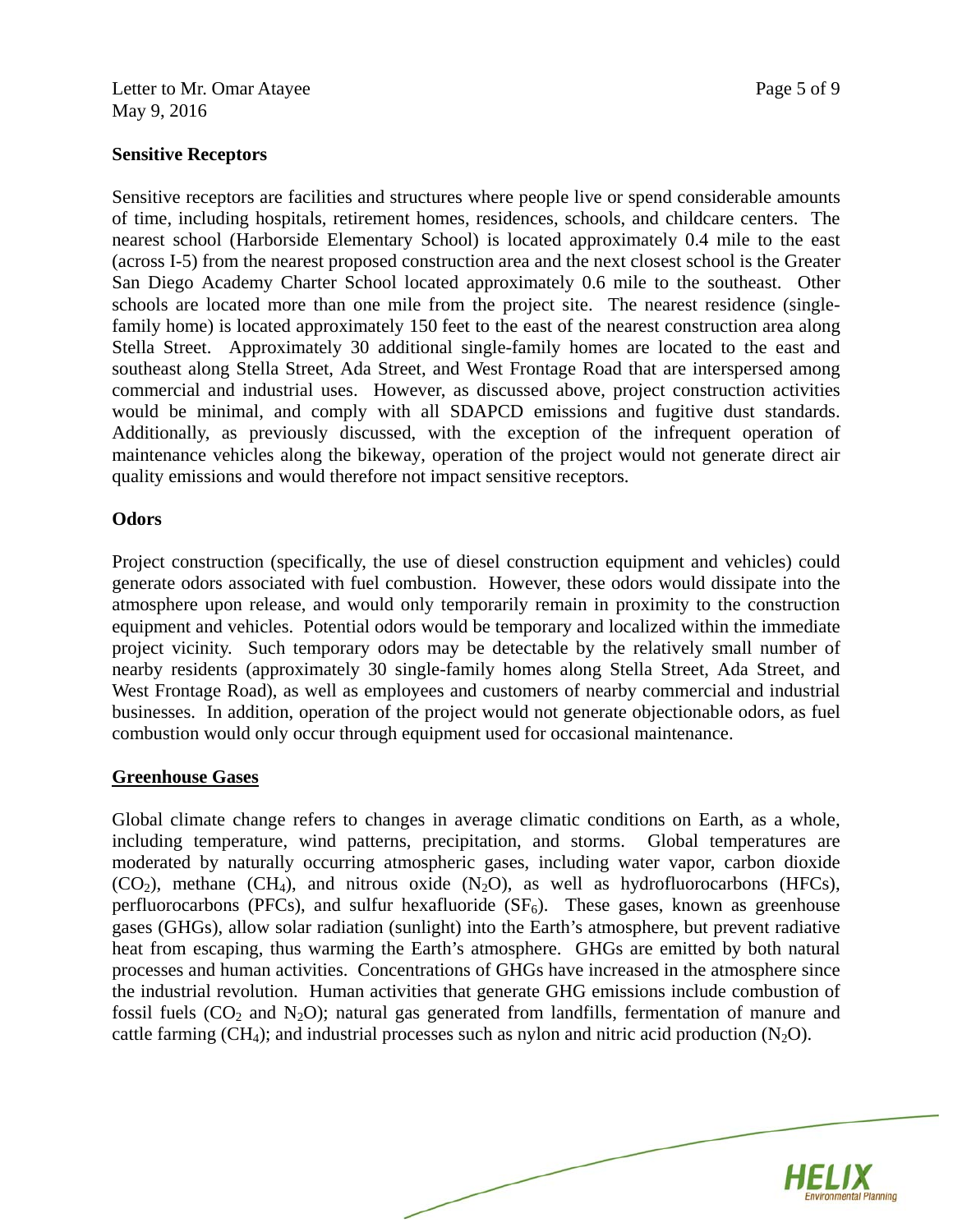**Sensitive Receptors**

Sensitive receptors are facilities and structures where people live or spend considerable amounts of time, including hospitals, retirement homes, residences, schools, and childcare centers. The nearest school (Harborside Elementary School) is located approximately 0.4 mile to the east (across I-5) from the nearest proposed construction area and the next closest school is the Greater San Diego Academy Charter School located approximately 0.6 mile to the southeast. Other schools are located more than one mile from the project site. The nearest residence (single-family home) is located approximately 150 feet to the east of the nearest construction area along Stella Street. Approximately 30 additional single-family homes are located to the east and southeast along Stella Street, Ada Street, and West Frontage Road that are interspersed among commercial and industrial uses. However, as discussed above, project construction activities would be minimal, and comply with all SDAPCD emissions and fugitive dust standards. Additionally, as previously discussed, with the exception of the infrequent operation of maintenance vehicles along the bikeway, operation of the project would not generate direct air quality emissions and would therefore not impact sensitive receptors.

**Odors**

Project construction (specifically, the use of diesel construction equipment and vehicles) could generate odors associated with fuel combustion. However, these odors would dissipate into the atmosphere upon release, and would only temporarily remain in proximity to the construction equipment and vehicles. Potential odors would be temporary and localized within the immediate project vicinity. Such temporary odors may be detectable by the relatively small number of nearby residents (approximately 30 single-family homes along Stella Street, Ada Street, and West Frontage Road), as well as employees and customers of nearby commercial and industrial businesses. In addition, operation of the project would not generate objectionable odors, as fuel combustion would only occur through equipment used for occasional maintenance.

**Greenhouse Gases**

Global climate change refers to changes in average climatic conditions on Earth, as a whole, including temperature, wind patterns, precipitation, and storms. Global temperatures are moderated by naturally occurring atmospheric gases, including water vapor, carbon dioxide ($CO_2$), methane ($CH_4$), and nitrous oxide ($N_2O$), as well as hydrofluorocarbons (HFCs), perfluorocarbons (PFCs), and sulfur hexafluoride ($SF_6$). These gases, known as greenhouse gases (GHGs), allow solar radiation (sunlight) into the Earth's atmosphere, but prevent radiative heat from escaping, thus warming the Earth's atmosphere. GHGs are emitted by both natural processes and human activities. Concentrations of GHGs have increased in the atmosphere since the industrial revolution. Human activities that generate GHG emissions include combustion of fossil fuels ($CO_2$ and $N_2O$); natural gas generated from landfills, fermentation of manure and cattle farming ($CH_4$); and industrial processes such as nylon and nitric acid production ($N_2O$).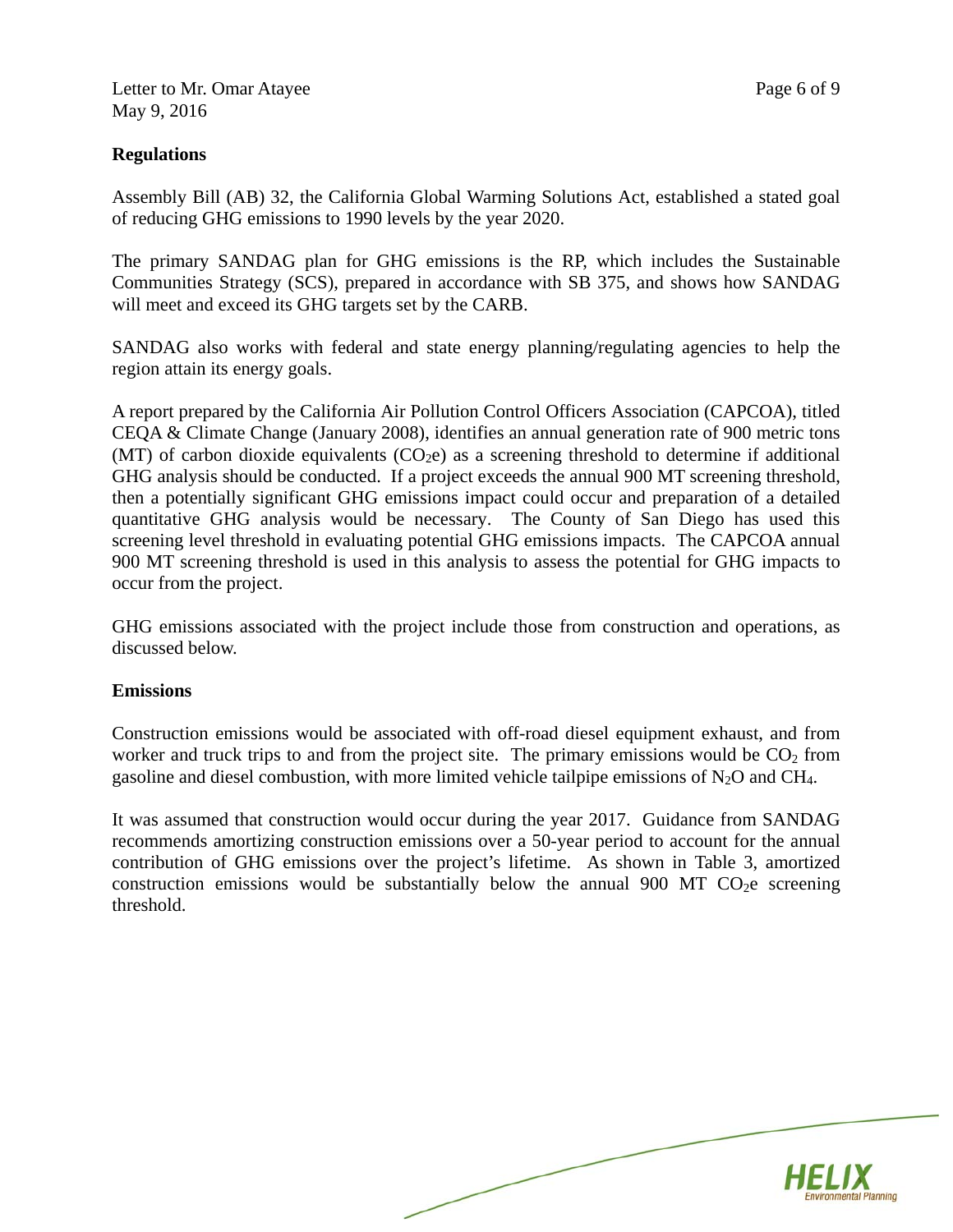## Regulations

Assembly Bill (AB) 32, the California Global Warming Solutions Act, established a stated goal of reducing GHG emissions to 1990 levels by the year 2020.

The primary SANDAG plan for GHG emissions is the RP, which includes the Sustainable Communities Strategy (SCS), prepared in accordance with SB 375, and shows how SANDAG will meet and exceed its GHG targets set by the CARB.

SANDAG also works with federal and state energy planning/regulating agencies to help the region attain its energy goals.

A report prepared by the California Air Pollution Control Officers Association (CAPCOA), titled CEQA & Climate Change (January 2008), identifies an annual generation rate of 900 metric tons (MT) of carbon dioxide equivalents ($CO_2e$) as a screening threshold to determine if additional GHG analysis should be conducted. If a project exceeds the annual 900 MT screening threshold, then a potentially significant GHG emissions impact could occur and preparation of a detailed quantitative GHG analysis would be necessary. The County of San Diego has used this screening level threshold in evaluating potential GHG emissions impacts. The CAPCOA annual 900 MT screening threshold is used in this analysis to assess the potential for GHG impacts to occur from the project.

GHG emissions associated with the project include those from construction and operations, as discussed below.

## Emissions

Construction emissions would be associated with off-road diesel equipment exhaust, and from worker and truck trips to and from the project site. The primary emissions would be $CO_2$ from gasoline and diesel combustion, with more limited vehicle tailpipe emissions of $N_2O$ and $CH_4$.

It was assumed that construction would occur during the year 2017. Guidance from SANDAG recommends amortizing construction emissions over a 50-year period to account for the annual contribution of GHG emissions over the project's lifetime. As shown in Table 3, amortized construction emissions would be substantially below the annual 900 MT $CO_2e$ screening threshold.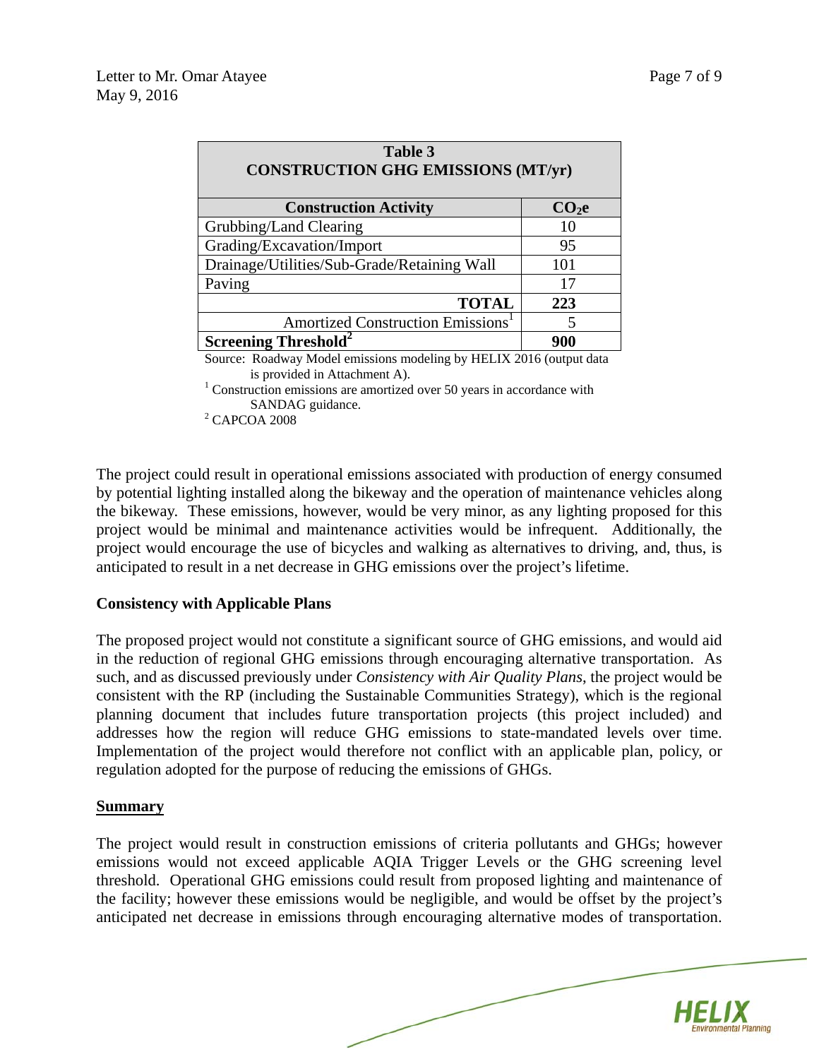| **Table 3**<br>**CONSTRUCTION GHG EMISSIONS (MT/yr)** | |
|---|---|
| **Construction Activity** | **$CO_2e$** |
| Grubbing/Land Clearing | 10 |
| Grading/Excavation/Import | 95 |
| Drainage/Utilities/Sub-Grade/Retaining Wall | 101 |
| Paving | 17 |
| **TOTAL** | **223** |
| Amortized Construction Emissions[1] | 5 |
| **Screening Threshold[2]** | **900** |

Source: Roadway Model emissions modeling by HELIX 2016 (output data is provided in Attachment A).

[1] Construction emissions are amortized over 50 years in accordance with SANDAG guidance.

[2] CAPCOA 2008

The project could result in operational emissions associated with production of energy consumed by potential lighting installed along the bikeway and the operation of maintenance vehicles along the bikeway. These emissions, however, would be very minor, as any lighting proposed for this project would be minimal and maintenance activities would be infrequent. Additionally, the project would encourage the use of bicycles and walking as alternatives to driving, and, thus, is anticipated to result in a net decrease in GHG emissions over the project's lifetime.

**Consistency with Applicable Plans**

The proposed project would not constitute a significant source of GHG emissions, and would aid in the reduction of regional GHG emissions through encouraging alternative transportation. As such, and as discussed previously under *Consistency with Air Quality Plans*, the project would be consistent with the RP (including the Sustainable Communities Strategy), which is the regional planning document that includes future transportation projects (this project included) and addresses how the region will reduce GHG emissions to state-mandated levels over time. Implementation of the project would therefore not conflict with an applicable plan, policy, or regulation adopted for the purpose of reducing the emissions of GHGs.

## Summary

The project would result in construction emissions of criteria pollutants and GHGs; however emissions would not exceed applicable AQIA Trigger Levels or the GHG screening level threshold. Operational GHG emissions could result from proposed lighting and maintenance of the facility; however these emissions would be negligible, and would be offset by the project's anticipated net decrease in emissions through encouraging alternative modes of transportation.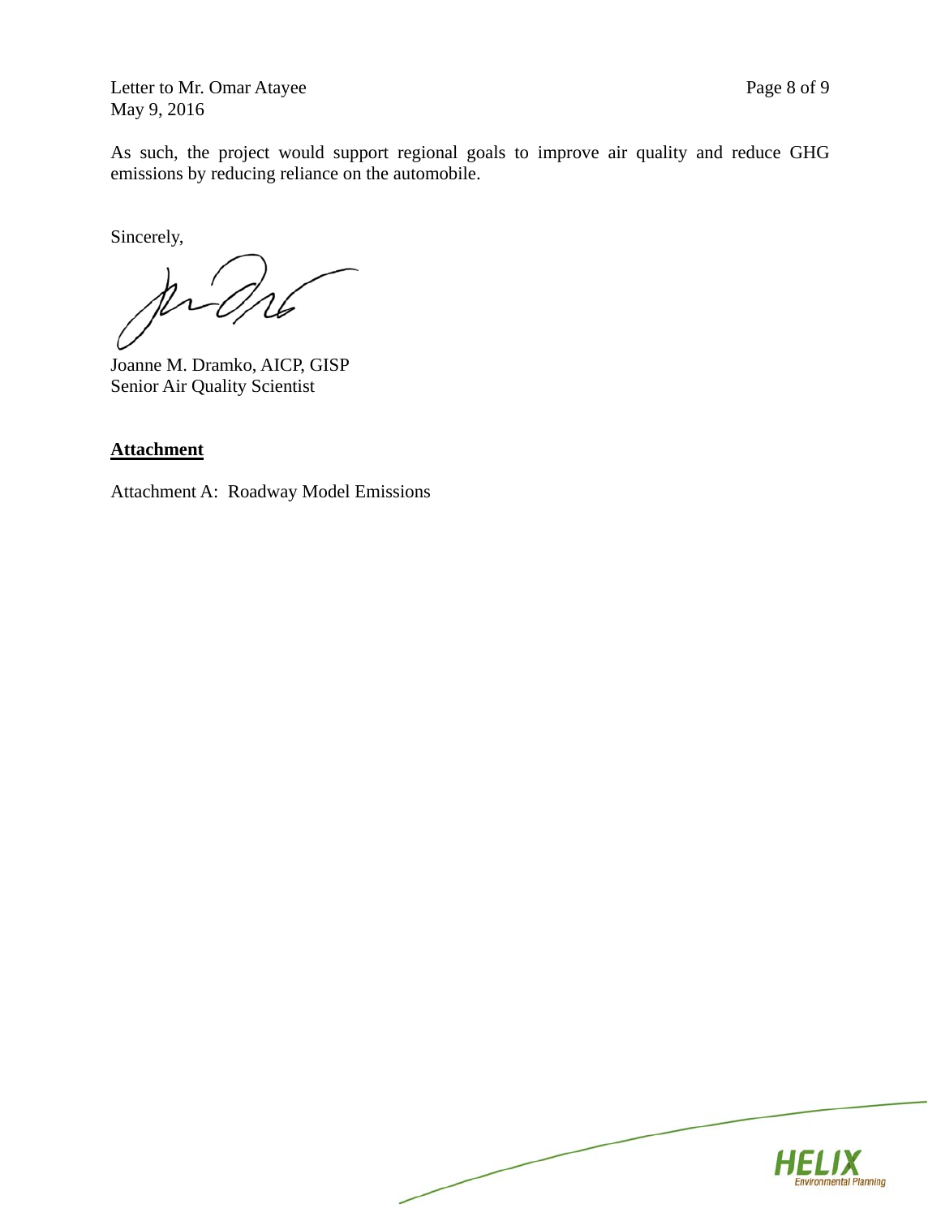As such, the project would support regional goals to improve air quality and reduce GHG emissions by reducing reliance on the automobile.

Sincerely,

Joanne M. Dramko, AICP, GISP
Senior Air Quality Scientist

**Attachment**

Attachment A: Roadway Model Emissions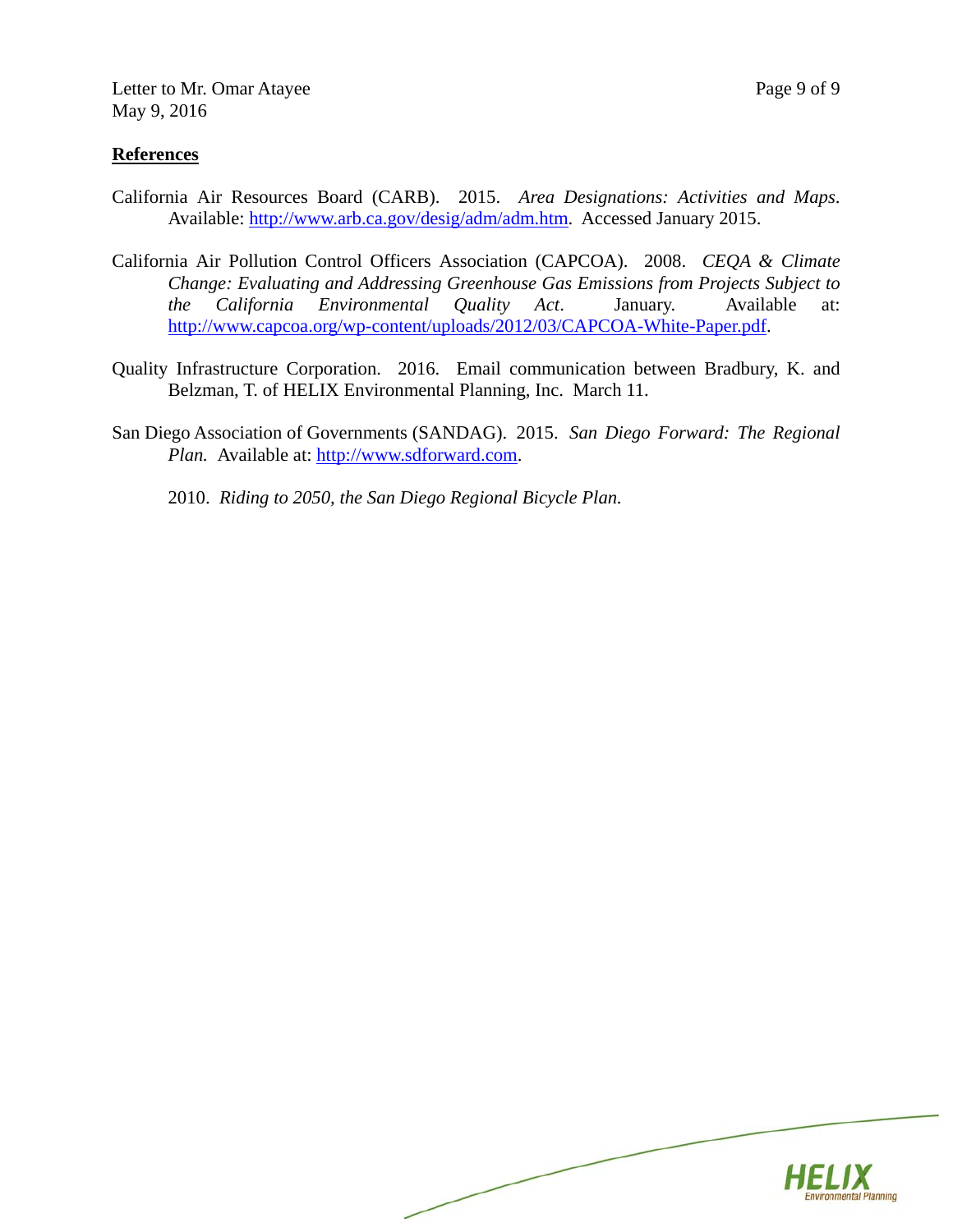## References

California Air Resources Board (CARB). 2015. *Area Designations: Activities and Maps*. Available: http://www.arb.ca.gov/desig/adm/adm.htm. Accessed January 2015.

California Air Pollution Control Officers Association (CAPCOA). 2008. *CEQA & Climate Change: Evaluating and Addressing Greenhouse Gas Emissions from Projects Subject to the California Environmental Quality Act*. January. Available at: http://www.capcoa.org/wp-content/uploads/2012/03/CAPCOA-White-Paper.pdf.

Quality Infrastructure Corporation. 2016. Email communication between Bradbury, K. and Belzman, T. of HELIX Environmental Planning, Inc. March 11.

San Diego Association of Governments (SANDAG). 2015. *San Diego Forward: The Regional Plan.* Available at: http://www.sdforward.com.

2010. *Riding to 2050, the San Diego Regional Bicycle Plan.*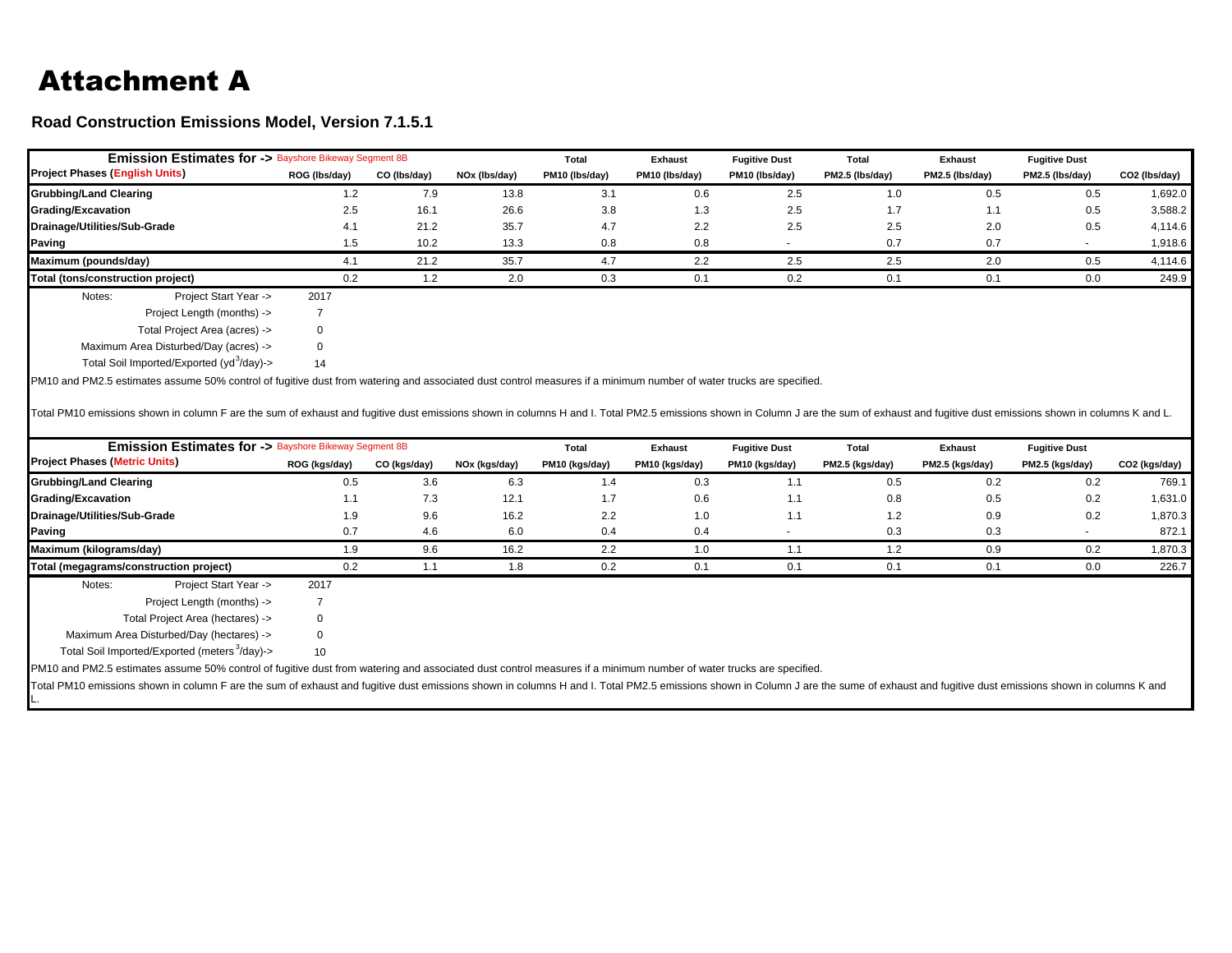# Attachment A

### Road Construction Emissions Model, Version 7.1.5.1

| Emission Estimates for -> Bayshore Bikeway Segment 8B | | | | Total | Exhaust | Fugitive Dust | Total | Exhaust | Fugitive Dust | |
|---|---|---|---|---|---|---|---|---|---|---|
| **Project Phases (English Units)** | ROG (lbs/day) | CO (lbs/day) | NOx (lbs/day) | PM10 (lbs/day) | PM10 (lbs/day) | PM10 (lbs/day) | PM2.5 (lbs/day) | PM2.5 (lbs/day) | PM2.5 (lbs/day) | CO2 (lbs/day) |
| **Grubbing/Land Clearing** | 1.2 | 7.9 | 13.8 | 3.1 | 0.6 | 2.5 | 1.0 | 0.5 | 0.5 | 1,692.0 |
| **Grading/Excavation** | 2.5 | 16.1 | 26.6 | 3.8 | 1.3 | 2.5 | 1.7 | 1.1 | 0.5 | 3,588.2 |
| **Drainage/Utilities/Sub-Grade** | 4.1 | 21.2 | 35.7 | 4.7 | 2.2 | 2.5 | 2.5 | 2.0 | 0.5 | 4,114.6 |
| **Paving** | 1.5 | 10.2 | 13.3 | 0.8 | 0.8 | - | 0.7 | 0.7 | - | 1,918.6 |
| **Maximum (pounds/day)** | 4.1 | 21.2 | 35.7 | 4.7 | 2.2 | 2.5 | 2.5 | 2.0 | 0.5 | 4,114.6 |
| **Total (tons/construction project)** | 0.2 | 1.2 | 2.0 | 0.3 | 0.1 | 0.2 | 0.1 | 0.1 | 0.0 | 249.9 |

Notes:
- Project Start Year -> 2017
- Project Length (months) -> 7
- Total Project Area (acres) -> 0
- Maximum Area Disturbed/Day (acres) -> 0
- Total Soil Imported/Exported ($yd^3$/day)-> 14

PM10 and PM2.5 estimates assume 50% control of fugitive dust from watering and associated dust control measures if a minimum number of water trucks are specified.

Total PM10 emissions shown in column F are the sum of exhaust and fugitive dust emissions shown in columns H and I. Total PM2.5 emissions shown in Column J are the sum of exhaust and fugitive dust emissions shown in columns K and L.

| Emission Estimates for -> Bayshore Bikeway Segment 8B | | | | Total | Exhaust | Fugitive Dust | Total | Exhaust | Fugitive Dust | |
|---|---|---|---|---|---|---|---|---|---|---|
| **Project Phases (Metric Units)** | ROG (kgs/day) | CO (kgs/day) | NOx (kgs/day) | PM10 (kgs/day) | PM10 (kgs/day) | PM10 (kgs/day) | PM2.5 (kgs/day) | PM2.5 (kgs/day) | PM2.5 (kgs/day) | CO2 (kgs/day) |
| **Grubbing/Land Clearing** | 0.5 | 3.6 | 6.3 | 1.4 | 0.3 | 1.1 | 0.5 | 0.2 | 0.2 | 769.1 |
| **Grading/Excavation** | 1.1 | 7.3 | 12.1 | 1.7 | 0.6 | 1.1 | 0.8 | 0.5 | 0.2 | 1,631.0 |
| **Drainage/Utilities/Sub-Grade** | 1.9 | 9.6 | 16.2 | 2.2 | 1.0 | 1.1 | 1.2 | 0.9 | 0.2 | 1,870.3 |
| **Paving** | 0.7 | 4.6 | 6.0 | 0.4 | 0.4 | - | 0.3 | 0.3 | - | 872.1 |
| **Maximum (kilograms/day)** | 1.9 | 9.6 | 16.2 | 2.2 | 1.0 | 1.1 | 1.2 | 0.9 | 0.2 | 1,870.3 |
| **Total (megagrams/construction project)** | 0.2 | 1.1 | 1.8 | 0.2 | 0.1 | 0.1 | 0.1 | 0.1 | 0.0 | 226.7 |

Notes:
- Project Start Year -> 2017
- Project Length (months) -> 7
- Total Project Area (hectares) -> 0
- Maximum Area Disturbed/Day (hectares) -> 0
- Total Soil Imported/Exported ($meters^3$/day)-> 10

PM10 and PM2.5 estimates assume 50% control of fugitive dust from watering and associated dust control measures if a minimum number of water trucks are specified.

Total PM10 emissions shown in column F are the sum of exhaust and fugitive dust emissions shown in columns H and I. Total PM2.5 emissions shown in Column J are the sume of exhaust and fugitive dust emissions shown in columns K and L.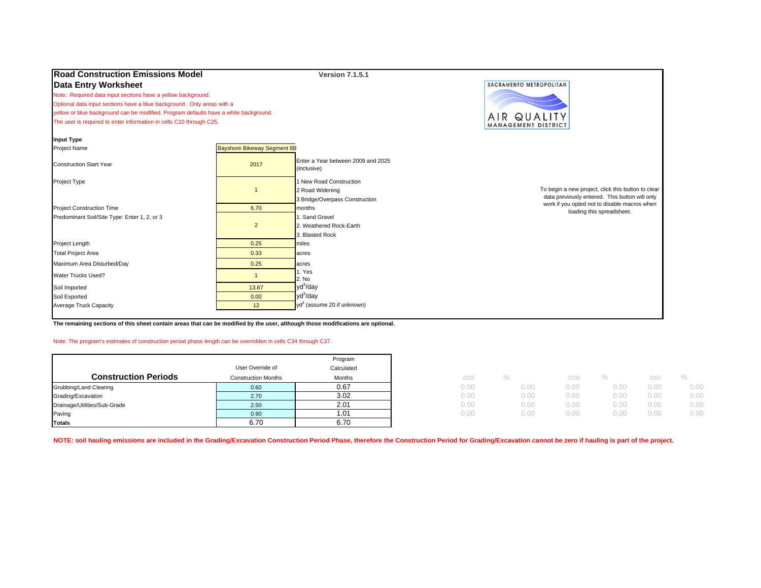## Road Construction Emissions Model

**Version 7.1.5.1**

## Data Entry Worksheet

SACRAMENTO METROPOLITAN AIR QUALITY MANAGEMENT DISTRICT

Note: Required data input sections have a yellow background.
Optional data input sections have a blue background. Only areas with a yellow or blue background can be modified. Program defaults have a white background.
The user is required to enter information in cells C10 through C25.

**Input Type**

| | | |
|---|---|---|
| Project Name | Bayshore Bikeway Segment 8B | |
| Construction Start Year | 2017 | Enter a Year between 2009 and 2025 (inclusive) |
| Project Type | 1 | 1 New Road Construction<br>2 Road Widening<br>3 Bridge/Overpass Construction |
| Project Construction Time | 6.70 | months |
| Predominant Soil/Site Type: Enter 1, 2, or 3 | 2 | 1. Sand Gravel<br>2. Weathered Rock-Earth<br>3. Blasted Rock |
| Project Length | 0.25 | miles |
| Total Project Area | 0.33 | acres |
| Maximum Area Disturbed/Day | 0.25 | acres |
| Water Trucks Used? | 1 | 1. Yes<br>2. No |
| Soil Imported | 13.67 | $yd^3$/day |
| Soil Exported | 0.00 | $yd^3$/day |
| Average Truck Capacity | 12 | $yd^3$ (assume 20 if unknown) |

To begin a new project, click this button to clear data previously entered. This button will only work if you opted not to disable macros when loading this spreadsheet.

**The remaining sections of this sheet contain areas that can be modified by the user, although those modifications are optional.**

Note: The program's estimates of construction period phase length can be overridden in cells C34 through C37.

| Construction Periods | User Override of Construction Months | Program Calculated Months | 2005 | % | 2006 | % | 2007 | % |
|---|---|---|---|---|---|---|---|---|
| Grubbing/Land Clearing | 0.60 | 0.67 | 0.00 | 0.00 | 0.00 | 0.00 | 0.00 | 0.00 |
| Grading/Excavation | 2.70 | 3.02 | 0.00 | 0.00 | 0.00 | 0.00 | 0.00 | 0.00 |
| Drainage/Utilities/Sub-Grade | 2.50 | 2.01 | 0.00 | 0.00 | 0.00 | 0.00 | 0.00 | 0.00 |
| Paving | 0.90 | 1.01 | 0.00 | 0.00 | 0.00 | 0.00 | 0.00 | 0.00 |
| **Totals** | 6.70 | 6.70 | | | | | | |

**NOTE: soil hauling emissions are included in the Grading/Excavation Construction Period Phase, therefore the Construction Period for Grading/Excavation cannot be zero if hauling is part of the project.**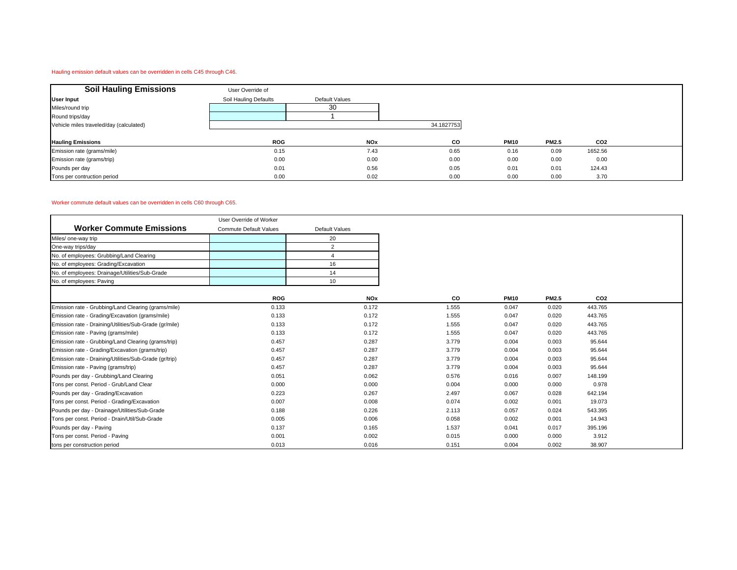Hauling emission default values can be overridden in cells C45 through C46.

| Soil Hauling Emissions | User Override of Soil Hauling Defaults | Default Values | | | | |
|---|---|---|---|---|---|---|
| **User Input** | | | | | | |
| Miles/round trip | | 30 | | | | |
| Round trips/day | | 1 | | | | |
| Vehicle miles traveled/day (calculated) | | | 34.1827753 | | | |
| **Hauling Emissions** | **ROG** | **NOx** | **CO** | **PM10** | **PM2.5** | **CO2** |
| Emission rate (grams/mile) | 0.15 | 7.43 | 0.65 | 0.16 | 0.09 | 1652.56 |
| Emission rate (grams/trip) | 0.00 | 0.00 | 0.00 | 0.00 | 0.00 | 0.00 |
| Pounds per day | 0.01 | 0.56 | 0.05 | 0.01 | 0.01 | 124.43 |
| Tons per contruction period | 0.00 | 0.02 | 0.00 | 0.00 | 0.00 | 3.70 |

Worker commute default values can be overridden in cells C60 through C65.

| Worker Commute Emissions | User Override of Worker Commute Default Values | Default Values | | | | |
|---|---|---|---|---|---|---|
| Miles/ one-way trip | | 20 | | | | |
| One-way trips/day | | 2 | | | | |
| No. of employees: Grubbing/Land Clearing | | 4 | | | | |
| No. of employees: Grading/Excavation | | 16 | | | | |
| No. of employees: Drainage/Utilities/Sub-Grade | | 14 | | | | |
| No. of employees: Paving | | 10 | | | | |
| | **ROG** | **NOx** | **CO** | **PM10** | **PM2.5** | **CO2** |
| Emission rate - Grubbing/Land Clearing (grams/mile) | 0.133 | 0.172 | 1.555 | 0.047 | 0.020 | 443.765 |
| Emission rate - Grading/Excavation (grams/mile) | 0.133 | 0.172 | 1.555 | 0.047 | 0.020 | 443.765 |
| Emission rate - Draining/Utilities/Sub-Grade (gr/mile) | 0.133 | 0.172 | 1.555 | 0.047 | 0.020 | 443.765 |
| Emission rate - Paving (grams/mile) | 0.133 | 0.172 | 1.555 | 0.047 | 0.020 | 443.765 |
| Emission rate - Grubbing/Land Clearing (grams/trip) | 0.457 | 0.287 | 3.779 | 0.004 | 0.003 | 95.644 |
| Emission rate - Grading/Excavation (grams/trip) | 0.457 | 0.287 | 3.779 | 0.004 | 0.003 | 95.644 |
| Emission rate - Draining/Utilities/Sub-Grade (gr/trip) | 0.457 | 0.287 | 3.779 | 0.004 | 0.003 | 95.644 |
| Emission rate - Paving (grams/trip) | 0.457 | 0.287 | 3.779 | 0.004 | 0.003 | 95.644 |
| Pounds per day - Grubbing/Land Clearing | 0.051 | 0.062 | 0.576 | 0.016 | 0.007 | 148.199 |
| Tons per const. Period - Grub/Land Clear | 0.000 | 0.000 | 0.004 | 0.000 | 0.000 | 0.978 |
| Pounds per day - Grading/Excavation | 0.223 | 0.267 | 2.497 | 0.067 | 0.028 | 642.194 |
| Tons per const. Period - Grading/Excavation | 0.007 | 0.008 | 0.074 | 0.002 | 0.001 | 19.073 |
| Pounds per day - Drainage/Utilities/Sub-Grade | 0.188 | 0.226 | 2.113 | 0.057 | 0.024 | 543.395 |
| Tons per const. Period - Drain/Util/Sub-Grade | 0.005 | 0.006 | 0.058 | 0.002 | 0.001 | 14.943 |
| Pounds per day - Paving | 0.137 | 0.165 | 1.537 | 0.041 | 0.017 | 395.196 |
| Tons per const. Period - Paving | 0.001 | 0.002 | 0.015 | 0.000 | 0.000 | 3.912 |
| tons per construction period | 0.013 | 0.016 | 0.151 | 0.004 | 0.002 | 38.907 |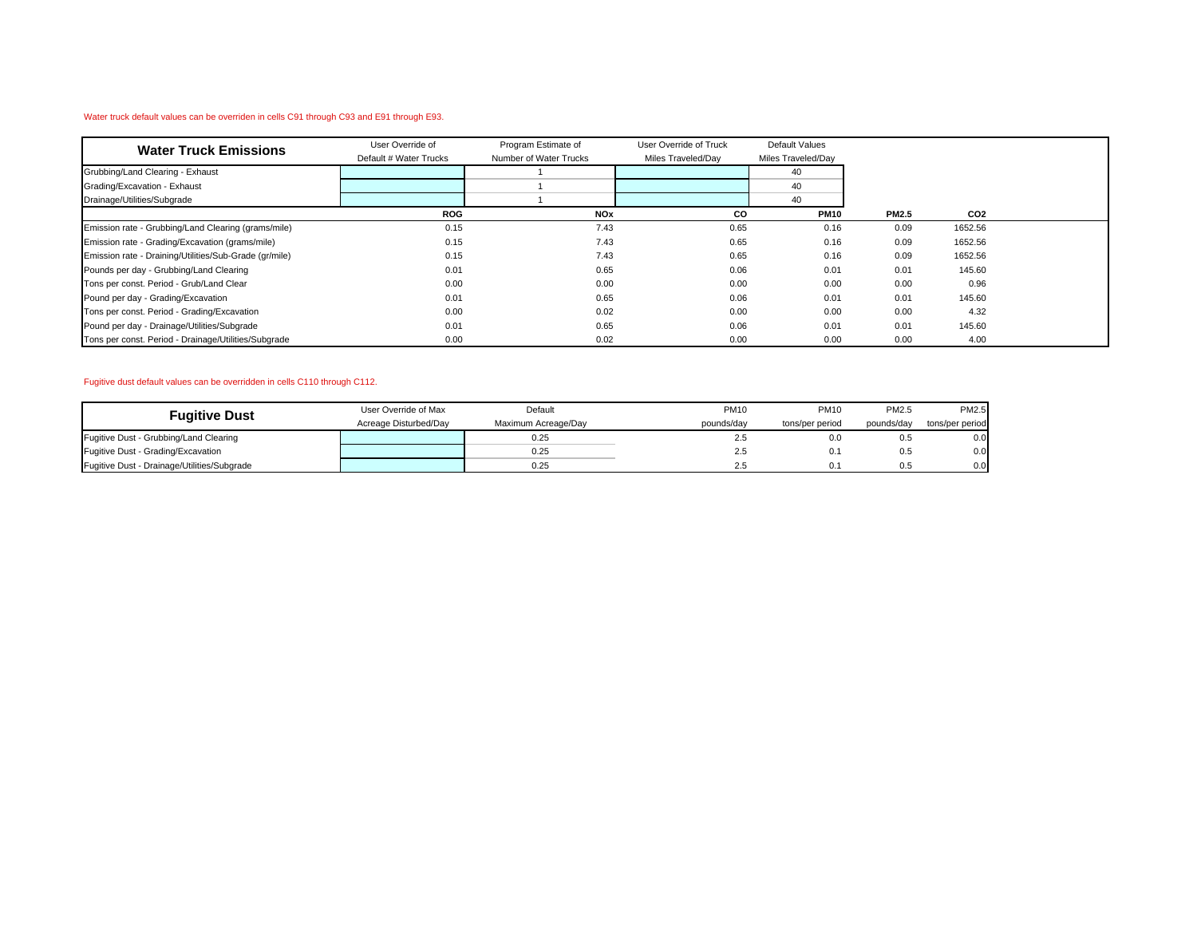Water truck default values can be overriden in cells C91 through C93 and E91 through E93.

| Water Truck Emissions | User Override of Default # Water Trucks | Program Estimate of Number of Water Trucks | User Override of Truck Miles Traveled/Day | Default Values Miles Traveled/Day | | |
|---|---|---|---|---|---|---|
| Grubbing/Land Clearing - Exhaust | | 1 | | 40 | | |
| Grading/Excavation - Exhaust | | 1 | | 40 | | |
| Drainage/Utilities/Subgrade | | 1 | | 40 | | |
| | **ROG** | **NOx** | **CO** | **PM10** | **PM2.5** | **CO2** |
| Emission rate - Grubbing/Land Clearing (grams/mile) | 0.15 | 7.43 | 0.65 | 0.16 | 0.09 | 1652.56 |
| Emission rate - Grading/Excavation (grams/mile) | 0.15 | 7.43 | 0.65 | 0.16 | 0.09 | 1652.56 |
| Emission rate - Draining/Utilities/Sub-Grade (gr/mile) | 0.15 | 7.43 | 0.65 | 0.16 | 0.09 | 1652.56 |
| Pounds per day - Grubbing/Land Clearing | 0.01 | 0.65 | 0.06 | 0.01 | 0.01 | 145.60 |
| Tons per const. Period - Grub/Land Clear | 0.00 | 0.00 | 0.00 | 0.00 | 0.00 | 0.96 |
| Pound per day - Grading/Excavation | 0.01 | 0.65 | 0.06 | 0.01 | 0.01 | 145.60 |
| Tons per const. Period - Grading/Excavation | 0.00 | 0.02 | 0.00 | 0.00 | 0.00 | 4.32 |
| Pound per day - Drainage/Utilities/Subgrade | 0.01 | 0.65 | 0.06 | 0.01 | 0.01 | 145.60 |
| Tons per const. Period - Drainage/Utilities/Subgrade | 0.00 | 0.02 | 0.00 | 0.00 | 0.00 | 4.00 |

Fugitive dust default values can be overridden in cells C110 through C112.

| Fugitive Dust | User Override of Max Acreage Disturbed/Day | Default Maximum Acreage/Day | PM10 pounds/day | PM10 tons/per period | PM2.5 pounds/day | PM2.5 tons/per period |
|---|---|---|---|---|---|---|
| Fugitive Dust - Grubbing/Land Clearing | | 0.25 | 2.5 | 0.0 | 0.5 | 0.0 |
| Fugitive Dust - Grading/Excavation | | 0.25 | 2.5 | 0.1 | 0.5 | 0.0 |
| Fugitive Dust - Drainage/Utilities/Subgrade | | 0.25 | 2.5 | 0.1 | 0.5 | 0.0 |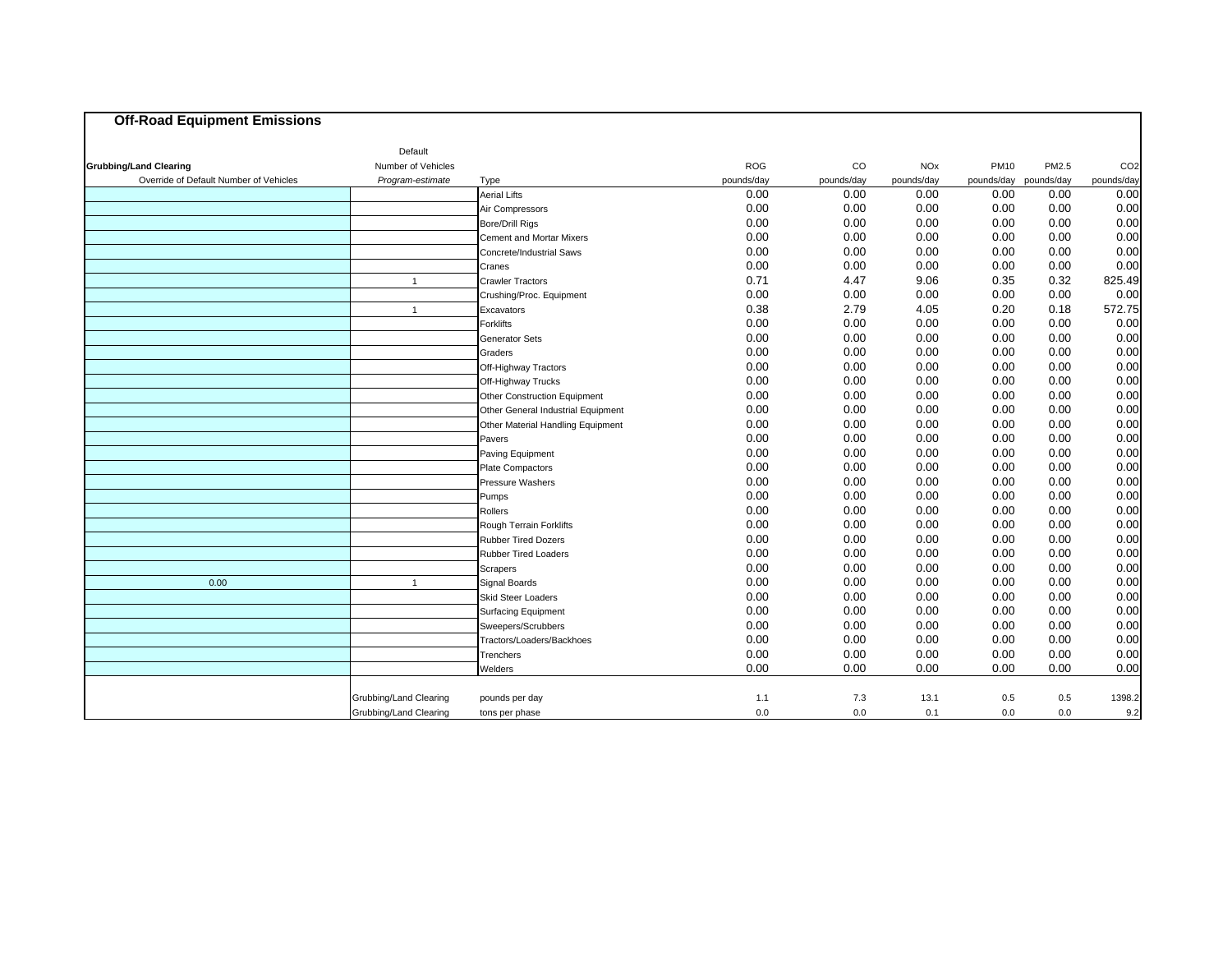## Off-Road Equipment Emissions

| Grubbing/Land Clearing | Default | | | | | | | |
|---|---|---|---|---|---|---|---|---|
| | Number of Vehicles | | ROG | CO | NOx | PM10 | PM2.5 | CO2 |
| Override of Default Number of Vehicles | *Program-estimate* | Type | pounds/day | pounds/day | pounds/day | pounds/day | pounds/day | pounds/day |
| | | Aerial Lifts | 0.00 | 0.00 | 0.00 | 0.00 | 0.00 | 0.00 |
| | | Air Compressors | 0.00 | 0.00 | 0.00 | 0.00 | 0.00 | 0.00 |
| | | Bore/Drill Rigs | 0.00 | 0.00 | 0.00 | 0.00 | 0.00 | 0.00 |
| | | Cement and Mortar Mixers | 0.00 | 0.00 | 0.00 | 0.00 | 0.00 | 0.00 |
| | | Concrete/Industrial Saws | 0.00 | 0.00 | 0.00 | 0.00 | 0.00 | 0.00 |
| | | Cranes | 0.00 | 0.00 | 0.00 | 0.00 | 0.00 | 0.00 |
| | 1 | Crawler Tractors | 0.71 | 4.47 | 9.06 | 0.35 | 0.32 | 825.49 |
| | | Crushing/Proc. Equipment | 0.00 | 0.00 | 0.00 | 0.00 | 0.00 | 0.00 |
| | 1 | Excavators | 0.38 | 2.79 | 4.05 | 0.20 | 0.18 | 572.75 |
| | | Forklifts | 0.00 | 0.00 | 0.00 | 0.00 | 0.00 | 0.00 |
| | | Generator Sets | 0.00 | 0.00 | 0.00 | 0.00 | 0.00 | 0.00 |
| | | Graders | 0.00 | 0.00 | 0.00 | 0.00 | 0.00 | 0.00 |
| | | Off-Highway Tractors | 0.00 | 0.00 | 0.00 | 0.00 | 0.00 | 0.00 |
| | | Off-Highway Trucks | 0.00 | 0.00 | 0.00 | 0.00 | 0.00 | 0.00 |
| | | Other Construction Equipment | 0.00 | 0.00 | 0.00 | 0.00 | 0.00 | 0.00 |
| | | Other General Industrial Equipment | 0.00 | 0.00 | 0.00 | 0.00 | 0.00 | 0.00 |
| | | Other Material Handling Equipment | 0.00 | 0.00 | 0.00 | 0.00 | 0.00 | 0.00 |
| | | Pavers | 0.00 | 0.00 | 0.00 | 0.00 | 0.00 | 0.00 |
| | | Paving Equipment | 0.00 | 0.00 | 0.00 | 0.00 | 0.00 | 0.00 |
| | | Plate Compactors | 0.00 | 0.00 | 0.00 | 0.00 | 0.00 | 0.00 |
| | | Pressure Washers | 0.00 | 0.00 | 0.00 | 0.00 | 0.00 | 0.00 |
| | | Pumps | 0.00 | 0.00 | 0.00 | 0.00 | 0.00 | 0.00 |
| | | Rollers | 0.00 | 0.00 | 0.00 | 0.00 | 0.00 | 0.00 |
| | | Rough Terrain Forklifts | 0.00 | 0.00 | 0.00 | 0.00 | 0.00 | 0.00 |
| | | Rubber Tired Dozers | 0.00 | 0.00 | 0.00 | 0.00 | 0.00 | 0.00 |
| | | Rubber Tired Loaders | 0.00 | 0.00 | 0.00 | 0.00 | 0.00 | 0.00 |
| | | Scrapers | 0.00 | 0.00 | 0.00 | 0.00 | 0.00 | 0.00 |
| 0.00 | 1 | Signal Boards | 0.00 | 0.00 | 0.00 | 0.00 | 0.00 | 0.00 |
| | | Skid Steer Loaders | 0.00 | 0.00 | 0.00 | 0.00 | 0.00 | 0.00 |
| | | Surfacing Equipment | 0.00 | 0.00 | 0.00 | 0.00 | 0.00 | 0.00 |
| | | Sweepers/Scrubbers | 0.00 | 0.00 | 0.00 | 0.00 | 0.00 | 0.00 |
| | | Tractors/Loaders/Backhoes | 0.00 | 0.00 | 0.00 | 0.00 | 0.00 | 0.00 |
| | | Trenchers | 0.00 | 0.00 | 0.00 | 0.00 | 0.00 | 0.00 |
| | | Welders | 0.00 | 0.00 | 0.00 | 0.00 | 0.00 | 0.00 |
| | Grubbing/Land Clearing | pounds per day | 1.1 | 7.3 | 13.1 | 0.5 | 0.5 | 1398.2 |
| | Grubbing/Land Clearing | tons per phase | 0.0 | 0.0 | 0.1 | 0.0 | 0.0 | 9.2 |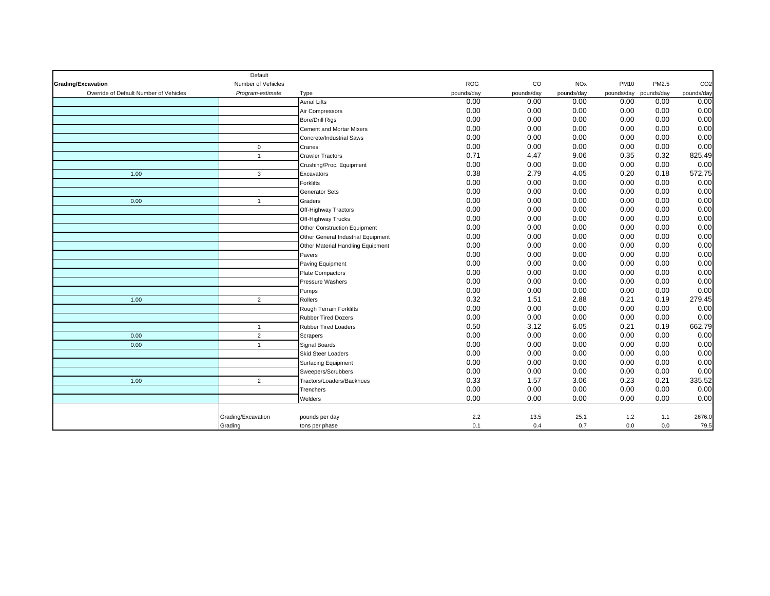| Grading/Excavation | Default Number of Vehicles | | ROG | CO | NOx | PM10 | PM2.5 | CO2 |
|---|---|---|---|---|---|---|---|---|
| Override of Default Number of Vehicles | *Program-estimate* | Type | pounds/day | pounds/day | pounds/day | pounds/day | pounds/day | pounds/day |
| | | Aerial Lifts | 0.00 | 0.00 | 0.00 | 0.00 | 0.00 | 0.00 |
| | | Air Compressors | 0.00 | 0.00 | 0.00 | 0.00 | 0.00 | 0.00 |
| | | Bore/Drill Rigs | 0.00 | 0.00 | 0.00 | 0.00 | 0.00 | 0.00 |
| | | Cement and Mortar Mixers | 0.00 | 0.00 | 0.00 | 0.00 | 0.00 | 0.00 |
| | | Concrete/Industrial Saws | 0.00 | 0.00 | 0.00 | 0.00 | 0.00 | 0.00 |
| | 0 | Cranes | 0.00 | 0.00 | 0.00 | 0.00 | 0.00 | 0.00 |
| | 1 | Crawler Tractors | 0.71 | 4.47 | 9.06 | 0.35 | 0.32 | 825.49 |
| | | Crushing/Proc. Equipment | 0.00 | 0.00 | 0.00 | 0.00 | 0.00 | 0.00 |
| 1.00 | 3 | Excavators | 0.38 | 2.79 | 4.05 | 0.20 | 0.18 | 572.75 |
| | | Forklifts | 0.00 | 0.00 | 0.00 | 0.00 | 0.00 | 0.00 |
| | | Generator Sets | 0.00 | 0.00 | 0.00 | 0.00 | 0.00 | 0.00 |
| 0.00 | 1 | Graders | 0.00 | 0.00 | 0.00 | 0.00 | 0.00 | 0.00 |
| | | Off-Highway Tractors | 0.00 | 0.00 | 0.00 | 0.00 | 0.00 | 0.00 |
| | | Off-Highway Trucks | 0.00 | 0.00 | 0.00 | 0.00 | 0.00 | 0.00 |
| | | Other Construction Equipment | 0.00 | 0.00 | 0.00 | 0.00 | 0.00 | 0.00 |
| | | Other General Industrial Equipment | 0.00 | 0.00 | 0.00 | 0.00 | 0.00 | 0.00 |
| | | Other Material Handling Equipment | 0.00 | 0.00 | 0.00 | 0.00 | 0.00 | 0.00 |
| | | Pavers | 0.00 | 0.00 | 0.00 | 0.00 | 0.00 | 0.00 |
| | | Paving Equipment | 0.00 | 0.00 | 0.00 | 0.00 | 0.00 | 0.00 |
| | | Plate Compactors | 0.00 | 0.00 | 0.00 | 0.00 | 0.00 | 0.00 |
| | | Pressure Washers | 0.00 | 0.00 | 0.00 | 0.00 | 0.00 | 0.00 |
| | | Pumps | 0.00 | 0.00 | 0.00 | 0.00 | 0.00 | 0.00 |
| 1.00 | 2 | Rollers | 0.32 | 1.51 | 2.88 | 0.21 | 0.19 | 279.45 |
| | | Rough Terrain Forklifts | 0.00 | 0.00 | 0.00 | 0.00 | 0.00 | 0.00 |
| | | Rubber Tired Dozers | 0.00 | 0.00 | 0.00 | 0.00 | 0.00 | 0.00 |
| | 1 | Rubber Tired Loaders | 0.50 | 3.12 | 6.05 | 0.21 | 0.19 | 662.79 |
| 0.00 | 2 | Scrapers | 0.00 | 0.00 | 0.00 | 0.00 | 0.00 | 0.00 |
| 0.00 | 1 | Signal Boards | 0.00 | 0.00 | 0.00 | 0.00 | 0.00 | 0.00 |
| | | Skid Steer Loaders | 0.00 | 0.00 | 0.00 | 0.00 | 0.00 | 0.00 |
| | | Surfacing Equipment | 0.00 | 0.00 | 0.00 | 0.00 | 0.00 | 0.00 |
| | | Sweepers/Scrubbers | 0.00 | 0.00 | 0.00 | 0.00 | 0.00 | 0.00 |
| 1.00 | 2 | Tractors/Loaders/Backhoes | 0.33 | 1.57 | 3.06 | 0.23 | 0.21 | 335.52 |
| | | Trenchers | 0.00 | 0.00 | 0.00 | 0.00 | 0.00 | 0.00 |
| | | Welders | 0.00 | 0.00 | 0.00 | 0.00 | 0.00 | 0.00 |
| | Grading/Excavation | pounds per day | 2.2 | 13.5 | 25.1 | 1.2 | 1.1 | 2676.0 |
| | Grading | tons per phase | 0.1 | 0.4 | 0.7 | 0.0 | 0.0 | 79.5 |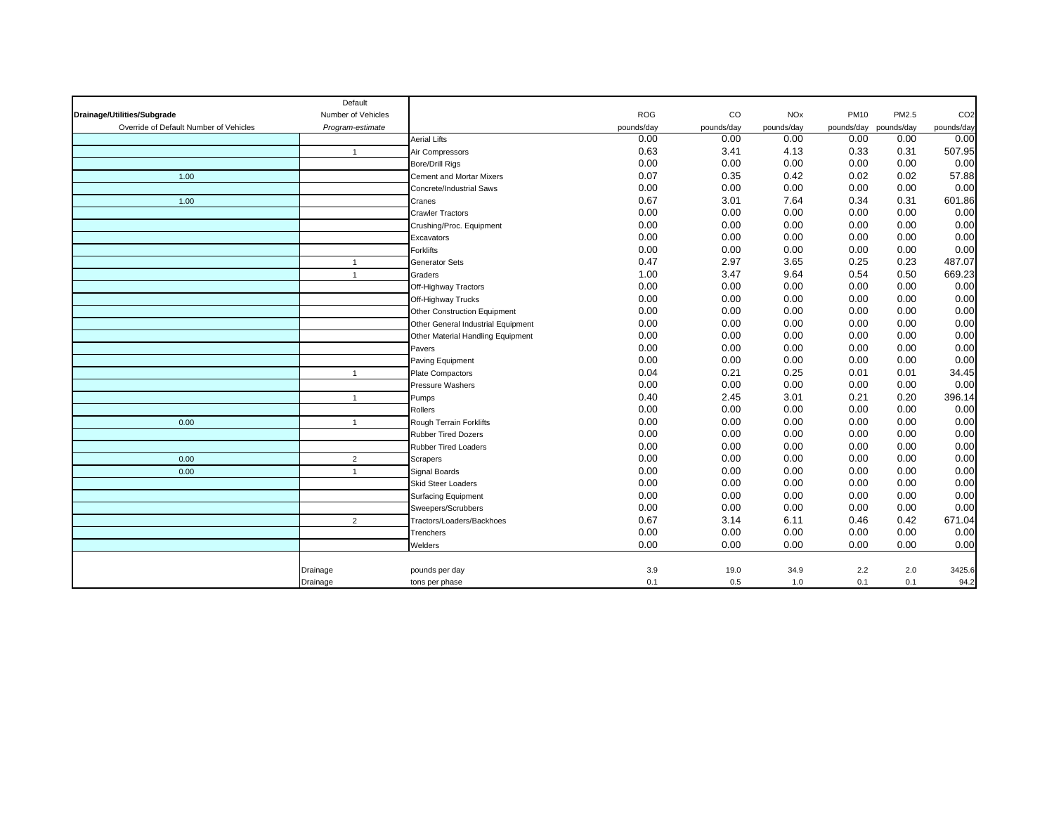| Drainage/Utilities/Subgrade | Default Number of Vehicles | | ROG | CO | NOx | PM10 | PM2.5 | $CO_2$ |
|---|---|---|---|---|---|---|---|---|
| Override of Default Number of Vehicles | *Program-estimate* | | pounds/day | pounds/day | pounds/day | pounds/day | pounds/day | pounds/day |
| | | Aerial Lifts | 0.00 | 0.00 | 0.00 | 0.00 | 0.00 | 0.00 |
| | 1 | Air Compressors | 0.63 | 3.41 | 4.13 | 0.33 | 0.31 | 507.95 |
| | | Bore/Drill Rigs | 0.00 | 0.00 | 0.00 | 0.00 | 0.00 | 0.00 |
| 1.00 | | Cement and Mortar Mixers | 0.07 | 0.35 | 0.42 | 0.02 | 0.02 | 57.88 |
| | | Concrete/Industrial Saws | 0.00 | 0.00 | 0.00 | 0.00 | 0.00 | 0.00 |
| 1.00 | | Cranes | 0.67 | 3.01 | 7.64 | 0.34 | 0.31 | 601.86 |
| | | Crawler Tractors | 0.00 | 0.00 | 0.00 | 0.00 | 0.00 | 0.00 |
| | | Crushing/Proc. Equipment | 0.00 | 0.00 | 0.00 | 0.00 | 0.00 | 0.00 |
| | | Excavators | 0.00 | 0.00 | 0.00 | 0.00 | 0.00 | 0.00 |
| | | Forklifts | 0.00 | 0.00 | 0.00 | 0.00 | 0.00 | 0.00 |
| | 1 | Generator Sets | 0.47 | 2.97 | 3.65 | 0.25 | 0.23 | 487.07 |
| | 1 | Graders | 1.00 | 3.47 | 9.64 | 0.54 | 0.50 | 669.23 |
| | | Off-Highway Tractors | 0.00 | 0.00 | 0.00 | 0.00 | 0.00 | 0.00 |
| | | Off-Highway Trucks | 0.00 | 0.00 | 0.00 | 0.00 | 0.00 | 0.00 |
| | | Other Construction Equipment | 0.00 | 0.00 | 0.00 | 0.00 | 0.00 | 0.00 |
| | | Other General Industrial Equipment | 0.00 | 0.00 | 0.00 | 0.00 | 0.00 | 0.00 |
| | | Other Material Handling Equipment | 0.00 | 0.00 | 0.00 | 0.00 | 0.00 | 0.00 |
| | | Pavers | 0.00 | 0.00 | 0.00 | 0.00 | 0.00 | 0.00 |
| | | Paving Equipment | 0.00 | 0.00 | 0.00 | 0.00 | 0.00 | 0.00 |
| | 1 | Plate Compactors | 0.04 | 0.21 | 0.25 | 0.01 | 0.01 | 34.45 |
| | | Pressure Washers | 0.00 | 0.00 | 0.00 | 0.00 | 0.00 | 0.00 |
| | 1 | Pumps | 0.40 | 2.45 | 3.01 | 0.21 | 0.20 | 396.14 |
| | | Rollers | 0.00 | 0.00 | 0.00 | 0.00 | 0.00 | 0.00 |
| 0.00 | 1 | Rough Terrain Forklifts | 0.00 | 0.00 | 0.00 | 0.00 | 0.00 | 0.00 |
| | | Rubber Tired Dozers | 0.00 | 0.00 | 0.00 | 0.00 | 0.00 | 0.00 |
| | | Rubber Tired Loaders | 0.00 | 0.00 | 0.00 | 0.00 | 0.00 | 0.00 |
| 0.00 | 2 | Scrapers | 0.00 | 0.00 | 0.00 | 0.00 | 0.00 | 0.00 |
| 0.00 | 1 | Signal Boards | 0.00 | 0.00 | 0.00 | 0.00 | 0.00 | 0.00 |
| | | Skid Steer Loaders | 0.00 | 0.00 | 0.00 | 0.00 | 0.00 | 0.00 |
| | | Surfacing Equipment | 0.00 | 0.00 | 0.00 | 0.00 | 0.00 | 0.00 |
| | | Sweepers/Scrubbers | 0.00 | 0.00 | 0.00 | 0.00 | 0.00 | 0.00 |
| | 2 | Tractors/Loaders/Backhoes | 0.67 | 3.14 | 6.11 | 0.46 | 0.42 | 671.04 |
| | | Trenchers | 0.00 | 0.00 | 0.00 | 0.00 | 0.00 | 0.00 |
| | | Welders | 0.00 | 0.00 | 0.00 | 0.00 | 0.00 | 0.00 |
| | | | | | | | | |
| | Drainage | pounds per day | 3.9 | 19.0 | 34.9 | 2.2 | 2.0 | 3425.6 |
| | Drainage | tons per phase | 0.1 | 0.5 | 1.0 | 0.1 | 0.1 | 94.2 |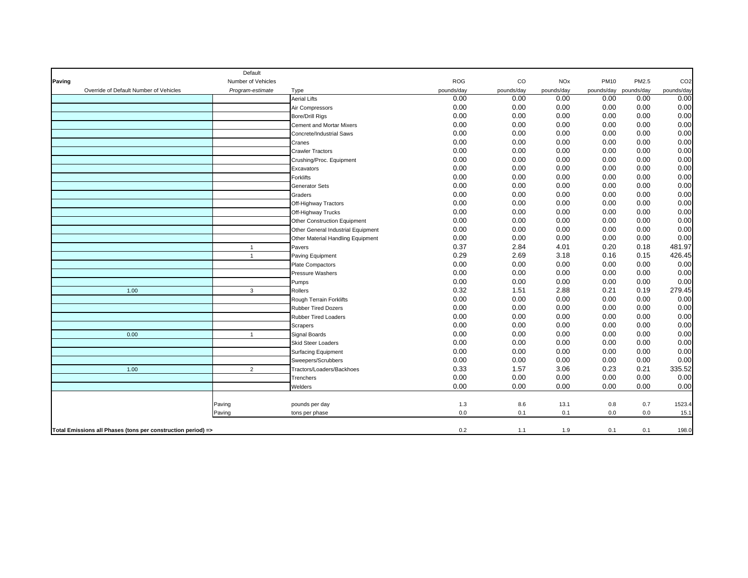| Paving | Default Number of Vehicles | | ROG | CO | NOx | PM10 | PM2.5 | $CO_2$ |
|---|---|---|---|---|---|---|---|---|
| Override of Default Number of Vehicles | *Program-estimate* | Type | pounds/day | pounds/day | pounds/day | pounds/day | pounds/day | pounds/day |
| | | Aerial Lifts | 0.00 | 0.00 | 0.00 | 0.00 | 0.00 | 0.00 |
| | | Air Compressors | 0.00 | 0.00 | 0.00 | 0.00 | 0.00 | 0.00 |
| | | Bore/Drill Rigs | 0.00 | 0.00 | 0.00 | 0.00 | 0.00 | 0.00 |
| | | Cement and Mortar Mixers | 0.00 | 0.00 | 0.00 | 0.00 | 0.00 | 0.00 |
| | | Concrete/Industrial Saws | 0.00 | 0.00 | 0.00 | 0.00 | 0.00 | 0.00 |
| | | Cranes | 0.00 | 0.00 | 0.00 | 0.00 | 0.00 | 0.00 |
| | | Crawler Tractors | 0.00 | 0.00 | 0.00 | 0.00 | 0.00 | 0.00 |
| | | Crushing/Proc. Equipment | 0.00 | 0.00 | 0.00 | 0.00 | 0.00 | 0.00 |
| | | Excavators | 0.00 | 0.00 | 0.00 | 0.00 | 0.00 | 0.00 |
| | | Forklifts | 0.00 | 0.00 | 0.00 | 0.00 | 0.00 | 0.00 |
| | | Generator Sets | 0.00 | 0.00 | 0.00 | 0.00 | 0.00 | 0.00 |
| | | Graders | 0.00 | 0.00 | 0.00 | 0.00 | 0.00 | 0.00 |
| | | Off-Highway Tractors | 0.00 | 0.00 | 0.00 | 0.00 | 0.00 | 0.00 |
| | | Off-Highway Trucks | 0.00 | 0.00 | 0.00 | 0.00 | 0.00 | 0.00 |
| | | Other Construction Equipment | 0.00 | 0.00 | 0.00 | 0.00 | 0.00 | 0.00 |
| | | Other General Industrial Equipment | 0.00 | 0.00 | 0.00 | 0.00 | 0.00 | 0.00 |
| | | Other Material Handling Equipment | 0.00 | 0.00 | 0.00 | 0.00 | 0.00 | 0.00 |
| | 1 | Pavers | 0.37 | 2.84 | 4.01 | 0.20 | 0.18 | 481.97 |
| | 1 | Paving Equipment | 0.29 | 2.69 | 3.18 | 0.16 | 0.15 | 426.45 |
| | | Plate Compactors | 0.00 | 0.00 | 0.00 | 0.00 | 0.00 | 0.00 |
| | | Pressure Washers | 0.00 | 0.00 | 0.00 | 0.00 | 0.00 | 0.00 |
| | | Pumps | 0.00 | 0.00 | 0.00 | 0.00 | 0.00 | 0.00 |
| 1.00 | 3 | Rollers | 0.32 | 1.51 | 2.88 | 0.21 | 0.19 | 279.45 |
| | | Rough Terrain Forklifts | 0.00 | 0.00 | 0.00 | 0.00 | 0.00 | 0.00 |
| | | Rubber Tired Dozers | 0.00 | 0.00 | 0.00 | 0.00 | 0.00 | 0.00 |
| | | Rubber Tired Loaders | 0.00 | 0.00 | 0.00 | 0.00 | 0.00 | 0.00 |
| | | Scrapers | 0.00 | 0.00 | 0.00 | 0.00 | 0.00 | 0.00 |
| 0.00 | 1 | Signal Boards | 0.00 | 0.00 | 0.00 | 0.00 | 0.00 | 0.00 |
| | | Skid Steer Loaders | 0.00 | 0.00 | 0.00 | 0.00 | 0.00 | 0.00 |
| | | Surfacing Equipment | 0.00 | 0.00 | 0.00 | 0.00 | 0.00 | 0.00 |
| | | Sweepers/Scrubbers | 0.00 | 0.00 | 0.00 | 0.00 | 0.00 | 0.00 |
| 1.00 | 2 | Tractors/Loaders/Backhoes | 0.33 | 1.57 | 3.06 | 0.23 | 0.21 | 335.52 |
| | | Trenchers | 0.00 | 0.00 | 0.00 | 0.00 | 0.00 | 0.00 |
| | | Welders | 0.00 | 0.00 | 0.00 | 0.00 | 0.00 | 0.00 |
| | Paving | pounds per day | 1.3 | 8.6 | 13.1 | 0.8 | 0.7 | 1523.4 |
| | Paving | tons per phase | 0.0 | 0.1 | 0.1 | 0.0 | 0.0 | 15.1 |
| **Total Emissions all Phases (tons per construction period) =>** | | | 0.2 | 1.1 | 1.9 | 0.1 | 0.1 | 198.0 |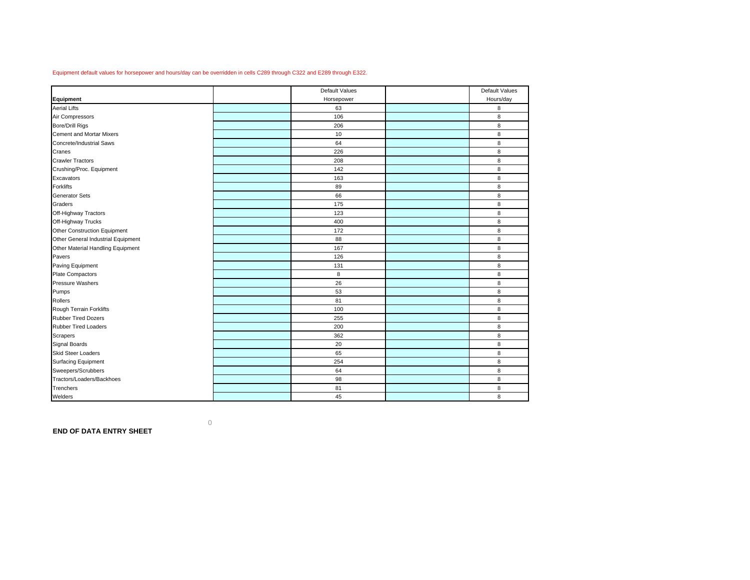Equipment default values for horsepower and hours/day can be overridden in cells C289 through C322 and E289 through E322.

| Equipment | | Default Values Horsepower | | Default Values Hours/day |
|---|---|---|---|---|
| Aerial Lifts | | 63 | | 8 |
| Air Compressors | | 106 | | 8 |
| Bore/Drill Rigs | | 206 | | 8 |
| Cement and Mortar Mixers | | 10 | | 8 |
| Concrete/Industrial Saws | | 64 | | 8 |
| Cranes | | 226 | | 8 |
| Crawler Tractors | | 208 | | 8 |
| Crushing/Proc. Equipment | | 142 | | 8 |
| Excavators | | 163 | | 8 |
| Forklifts | | 89 | | 8 |
| Generator Sets | | 66 | | 8 |
| Graders | | 175 | | 8 |
| Off-Highway Tractors | | 123 | | 8 |
| Off-Highway Trucks | | 400 | | 8 |
| Other Construction Equipment | | 172 | | 8 |
| Other General Industrial Equipment | | 88 | | 8 |
| Other Material Handling Equipment | | 167 | | 8 |
| Pavers | | 126 | | 8 |
| Paving Equipment | | 131 | | 8 |
| Plate Compactors | | 8 | | 8 |
| Pressure Washers | | 26 | | 8 |
| Pumps | | 53 | | 8 |
| Rollers | | 81 | | 8 |
| Rough Terrain Forklifts | | 100 | | 8 |
| Rubber Tired Dozers | | 255 | | 8 |
| Rubber Tired Loaders | | 200 | | 8 |
| Scrapers | | 362 | | 8 |
| Signal Boards | | 20 | | 8 |
| Skid Steer Loaders | | 65 | | 8 |
| Surfacing Equipment | | 254 | | 8 |
| Sweepers/Scrubbers | | 64 | | 8 |
| Tractors/Loaders/Backhoes | | 98 | | 8 |
| Trenchers | | 81 | | 8 |
| Welders | | 45 | | 8 |

0

**END OF DATA ENTRY SHEET**